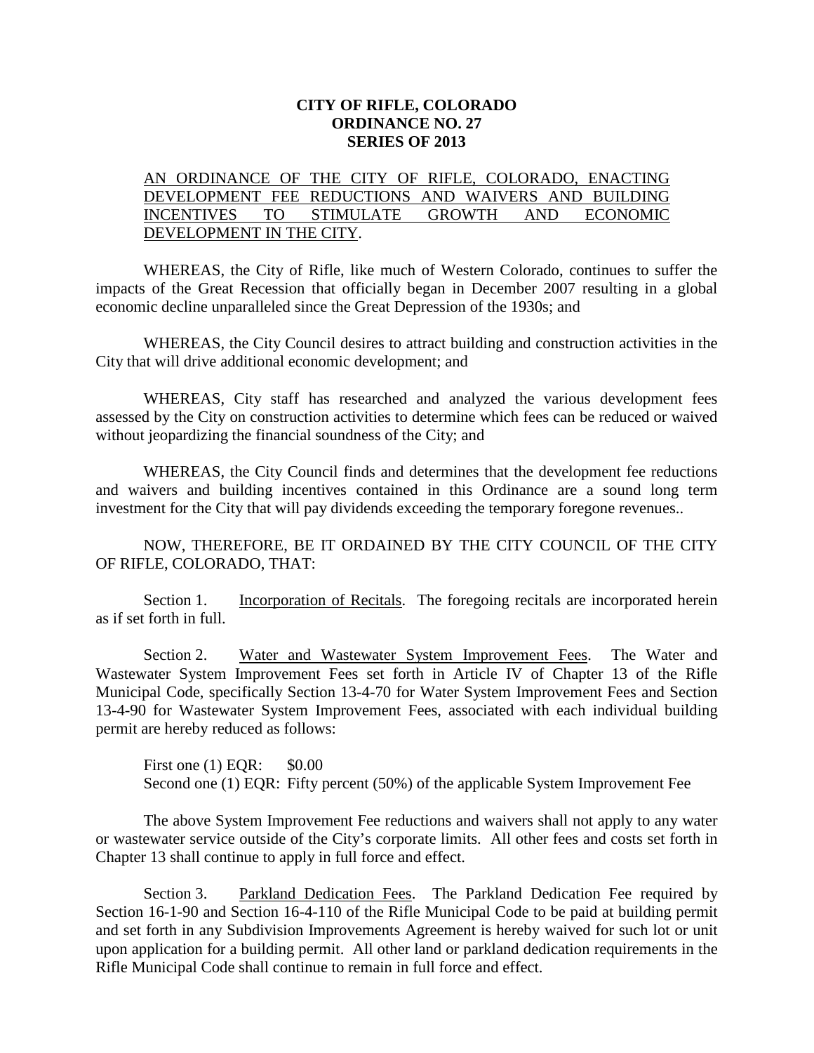**CITY OF RIFLE, COLORADO**
**ORDINANCE NO. 27**
**SERIES OF 2013**

AN ORDINANCE OF THE CITY OF RIFLE, COLORADO, ENACTING DEVELOPMENT FEE REDUCTIONS AND WAIVERS AND BUILDING INCENTIVES TO STIMULATE GROWTH AND ECONOMIC DEVELOPMENT IN THE CITY.

WHEREAS, the City of Rifle, like much of Western Colorado, continues to suffer the impacts of the Great Recession that officially began in December 2007 resulting in a global economic decline unparalleled since the Great Depression of the 1930s; and

WHEREAS, the City Council desires to attract building and construction activities in the City that will drive additional economic development; and

WHEREAS, City staff has researched and analyzed the various development fees assessed by the City on construction activities to determine which fees can be reduced or waived without jeopardizing the financial soundness of the City; and

WHEREAS, the City Council finds and determines that the development fee reductions and waivers and building incentives contained in this Ordinance are a sound long term investment for the City that will pay dividends exceeding the temporary foregone revenues..

NOW, THEREFORE, BE IT ORDAINED BY THE CITY COUNCIL OF THE CITY OF RIFLE, COLORADO, THAT:

Section 1. Incorporation of Recitals. The foregoing recitals are incorporated herein as if set forth in full.

Section 2. Water and Wastewater System Improvement Fees. The Water and Wastewater System Improvement Fees set forth in Article IV of Chapter 13 of the Rifle Municipal Code, specifically Section 13-4-70 for Water System Improvement Fees and Section 13-4-90 for Wastewater System Improvement Fees, associated with each individual building permit are hereby reduced as follows:

First one (1) EQR: $0.00
Second one (1) EQR: Fifty percent (50%) of the applicable System Improvement Fee

The above System Improvement Fee reductions and waivers shall not apply to any water or wastewater service outside of the City's corporate limits. All other fees and costs set forth in Chapter 13 shall continue to apply in full force and effect.

Section 3. Parkland Dedication Fees. The Parkland Dedication Fee required by Section 16-1-90 and Section 16-4-110 of the Rifle Municipal Code to be paid at building permit and set forth in any Subdivision Improvements Agreement is hereby waived for such lot or unit upon application for a building permit. All other land or parkland dedication requirements in the Rifle Municipal Code shall continue to remain in full force and effect.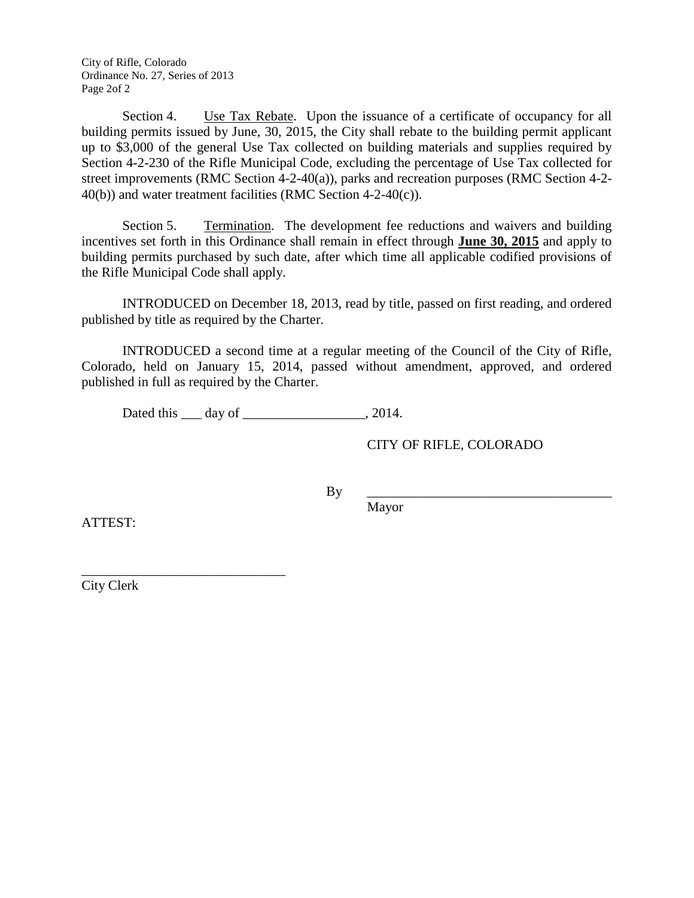Section 4. Use Tax Rebate. Upon the issuance of a certificate of occupancy for all building permits issued by June, 30, 2015, the City shall rebate to the building permit applicant up to $3,000 of the general Use Tax collected on building materials and supplies required by Section 4-2-230 of the Rifle Municipal Code, excluding the percentage of Use Tax collected for street improvements (RMC Section 4-2-40(a)), parks and recreation purposes (RMC Section 4-2-40(b)) and water treatment facilities (RMC Section 4-2-40(c)).

Section 5. Termination. The development fee reductions and waivers and building incentives set forth in this Ordinance shall remain in effect through **June 30, 2015** and apply to building permits purchased by such date, after which time all applicable codified provisions of the Rifle Municipal Code shall apply.

INTRODUCED on December 18, 2013, read by title, passed on first reading, and ordered published by title as required by the Charter.

INTRODUCED a second time at a regular meeting of the Council of the City of Rifle, Colorado, held on January 15, 2014, passed without amendment, approved, and ordered published in full as required by the Charter.

Dated this ___ day of __________________, 2014.

CITY OF RIFLE, COLORADO

By ____________________________________
Mayor

ATTEST:

______________________________
City Clerk